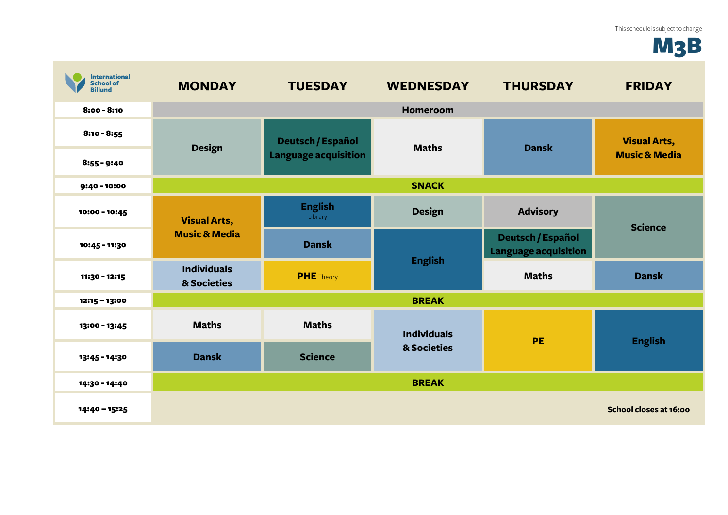This schedule is subject to change

# M3B

International School of Billund

| | MONDAY | TUESDAY | WEDNESDAY | THURSDAY | FRIDAY |
|---|---|---|---|---|---|
| 8:00 - 8:10 | Homeroom | | | | |
| 8:10 - 8:55 | Design | Deutsch / Español Language acquisition | Maths | Dansk | Visual Arts, Music & Media |
| 8:55 - 9:40 | Design | Deutsch / Español Language acquisition | Maths | Dansk | Visual Arts, Music & Media |
| 9:40 - 10:00 | SNACK | | | | |
| 10:00 - 10:45 | Visual Arts, Music & Media | English Library | Design | Advisory | Science |
| 10:45 - 11:30 | Visual Arts, Music & Media | Dansk | English | Deutsch / Español Language acquisition | Science |
| 11:30 - 12:15 | Individuals & Societies | PHE Theory | English | Maths | Dansk |
| 12:15 – 13:00 | BREAK | | | | |
| 13:00 - 13:45 | Maths | Maths | Individuals & Societies | PE | English |
| 13:45 - 14:30 | Dansk | Science | Individuals & Societies | PE | English |
| 14:30 - 14:40 | BREAK | | | | |
| 14:40 – 15:25 | | | | | School closes at 16:00 |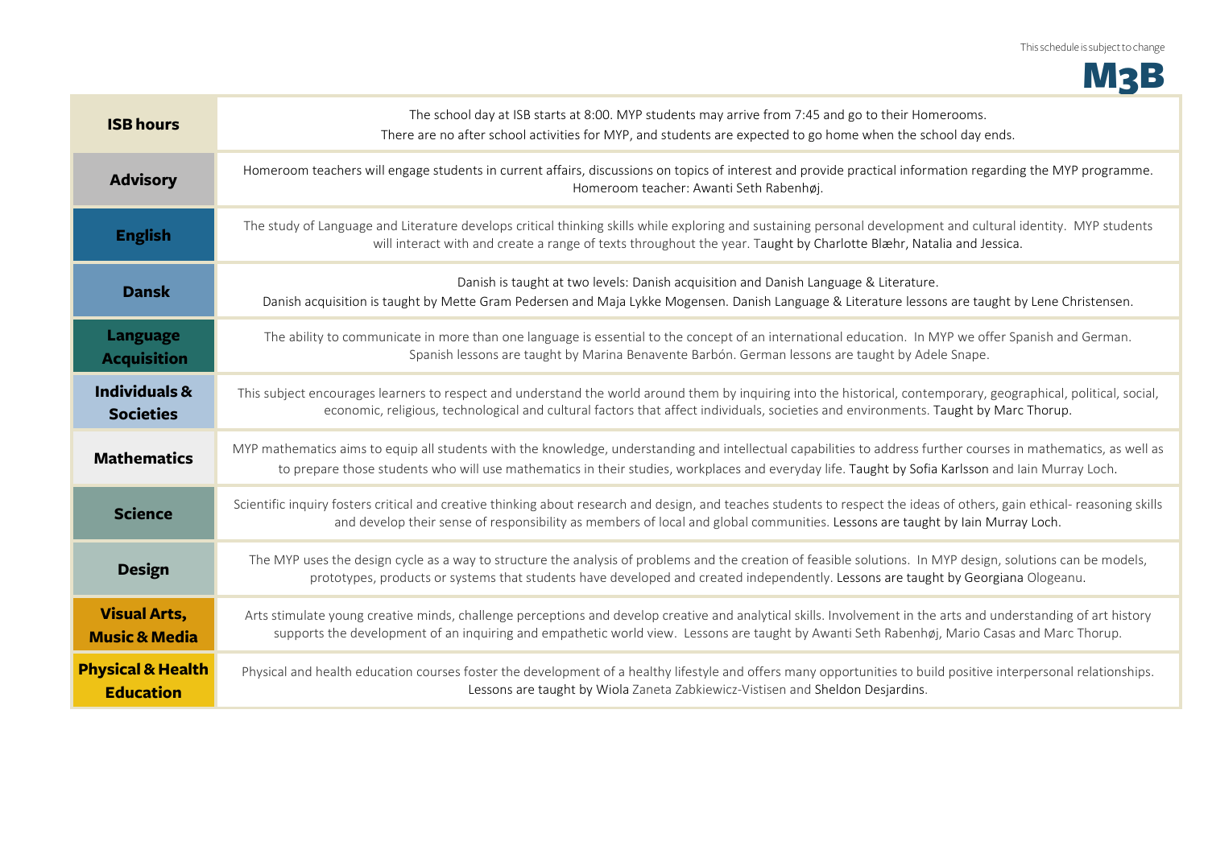This schedule is subject to change

# M3B

| | |
|---|---|
| **ISB hours** | The school day at ISB starts at 8:00. MYP students may arrive from 7:45 and go to their Homerooms. There are no after school activities for MYP, and students are expected to go home when the school day ends. |
| **Advisory** | Homeroom teachers will engage students in current affairs, discussions on topics of interest and provide practical information regarding the MYP programme. Homeroom teacher: Awanti Seth Rabenhøj. |
| **English** | The study of Language and Literature develops critical thinking skills while exploring and sustaining personal development and cultural identity. MYP students will interact with and create a range of texts throughout the year. Taught by Charlotte Blæhr, Natalia and Jessica. |
| **Dansk** | Danish is taught at two levels: Danish acquisition and Danish Language & Literature. Danish acquisition is taught by Mette Gram Pedersen and Maja Lykke Mogensen. Danish Language & Literature lessons are taught by Lene Christensen. |
| **Language Acquisition** | The ability to communicate in more than one language is essential to the concept of an international education. In MYP we offer Spanish and German. Spanish lessons are taught by Marina Benavente Barbón. German lessons are taught by Adele Snape. |
| **Individuals & Societies** | This subject encourages learners to respect and understand the world around them by inquiring into the historical, contemporary, geographical, political, social, economic, religious, technological and cultural factors that affect individuals, societies and environments. Taught by Marc Thorup. |
| **Mathematics** | MYP mathematics aims to equip all students with the knowledge, understanding and intellectual capabilities to address further courses in mathematics, as well as to prepare those students who will use mathematics in their studies, workplaces and everyday life. Taught by Sofia Karlsson and Iain Murray Loch. |
| **Science** | Scientific inquiry fosters critical and creative thinking about research and design, and teaches students to respect the ideas of others, gain ethical- reasoning skills and develop their sense of responsibility as members of local and global communities. Lessons are taught by Iain Murray Loch. |
| **Design** | The MYP uses the design cycle as a way to structure the analysis of problems and the creation of feasible solutions. In MYP design, solutions can be models, prototypes, products or systems that students have developed and created independently. Lessons are taught by Georgiana Ologeanu. |
| **Visual Arts, Music & Media** | Arts stimulate young creative minds, challenge perceptions and develop creative and analytical skills. Involvement in the arts and understanding of art history supports the development of an inquiring and empathetic world view. Lessons are taught by Awanti Seth Rabenhøj, Mario Casas and Marc Thorup. |
| **Physical & Health Education** | Physical and health education courses foster the development of a healthy lifestyle and offers many opportunities to build positive interpersonal relationships. Lessons are taught by Wiola Zaneta Zabkiewicz-Vistisen and Sheldon Desjardins. |